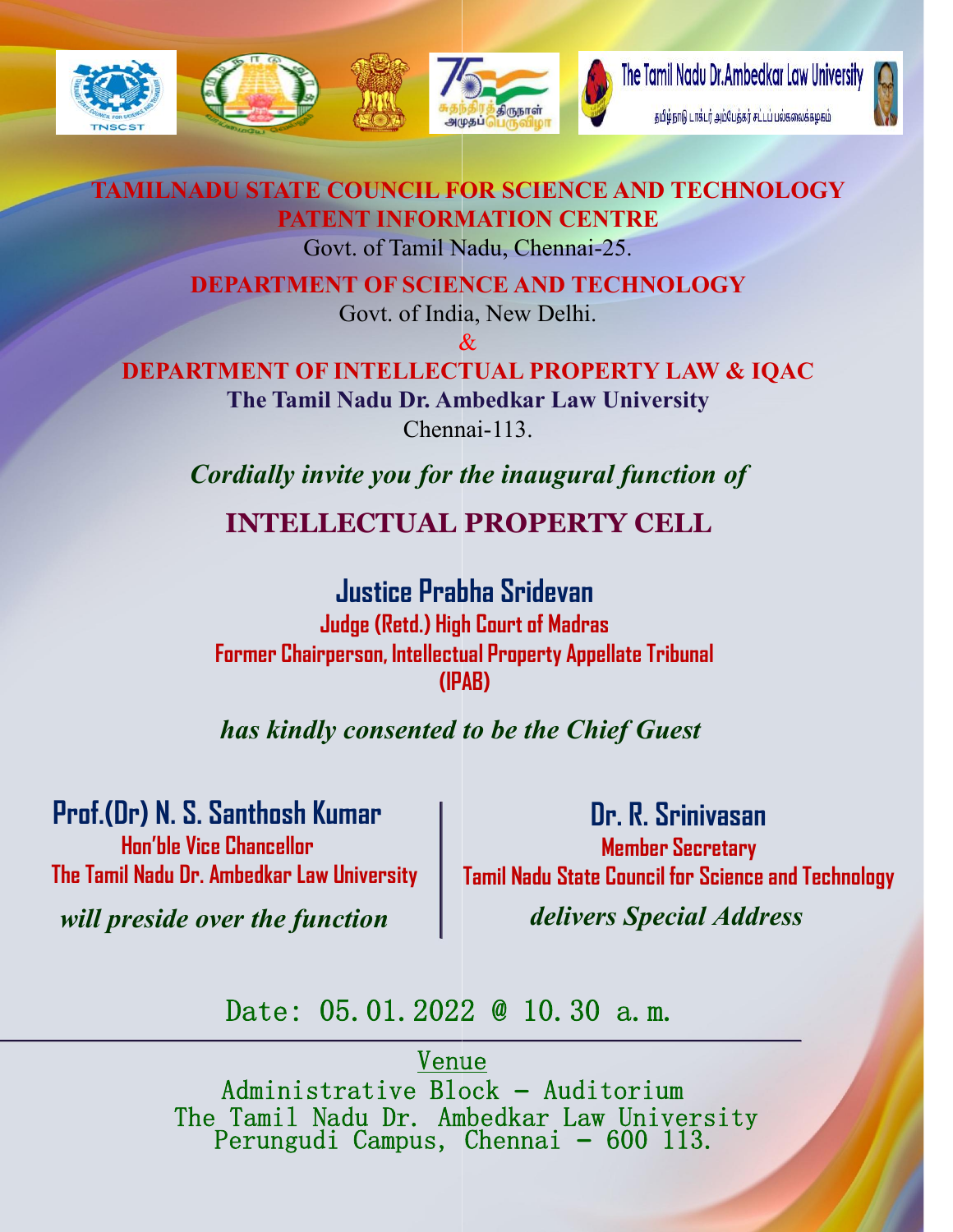**TAMILNADU STATE COUNCIL FOR SCIENCE AND TECHNOLOGY**
**PATENT INFORMATION CENTRE**
Govt. of Tamil Nadu, Chennai-25.

**DEPARTMENT OF SCIENCE AND TECHNOLOGY**
Govt. of India, New Delhi.

&

**DEPARTMENT OF INTELLECTUAL PROPERTY LAW & IQAC**
**The Tamil Nadu Dr. Ambedkar Law University**
Chennai-113.

***Cordially invite you for the inaugural function of***

# INTELLECTUAL PROPERTY CELL

## Justice Prabha Sridevan

**Judge (Retd.) High Court of Madras**
**Former Chairperson, Intellectual Property Appellate Tribunal (IPAB)**

***has kindly consented to be the Chief Guest***

**Prof.(Dr) N. S. Santhosh Kumar**
**Hon'ble Vice Chancellor**
**The Tamil Nadu Dr. Ambedkar Law University**
***will preside over the function***

**Dr. R. Srinivasan**
**Member Secretary**
**Tamil Nadu State Council for Science and Technology**
***delivers Special Address***

Date: 05.01.2022 @ 10.30 a.m.

Venue
Administrative Block - Auditorium
The Tamil Nadu Dr. Ambedkar Law University
Perungudi Campus, Chennai - 600 113.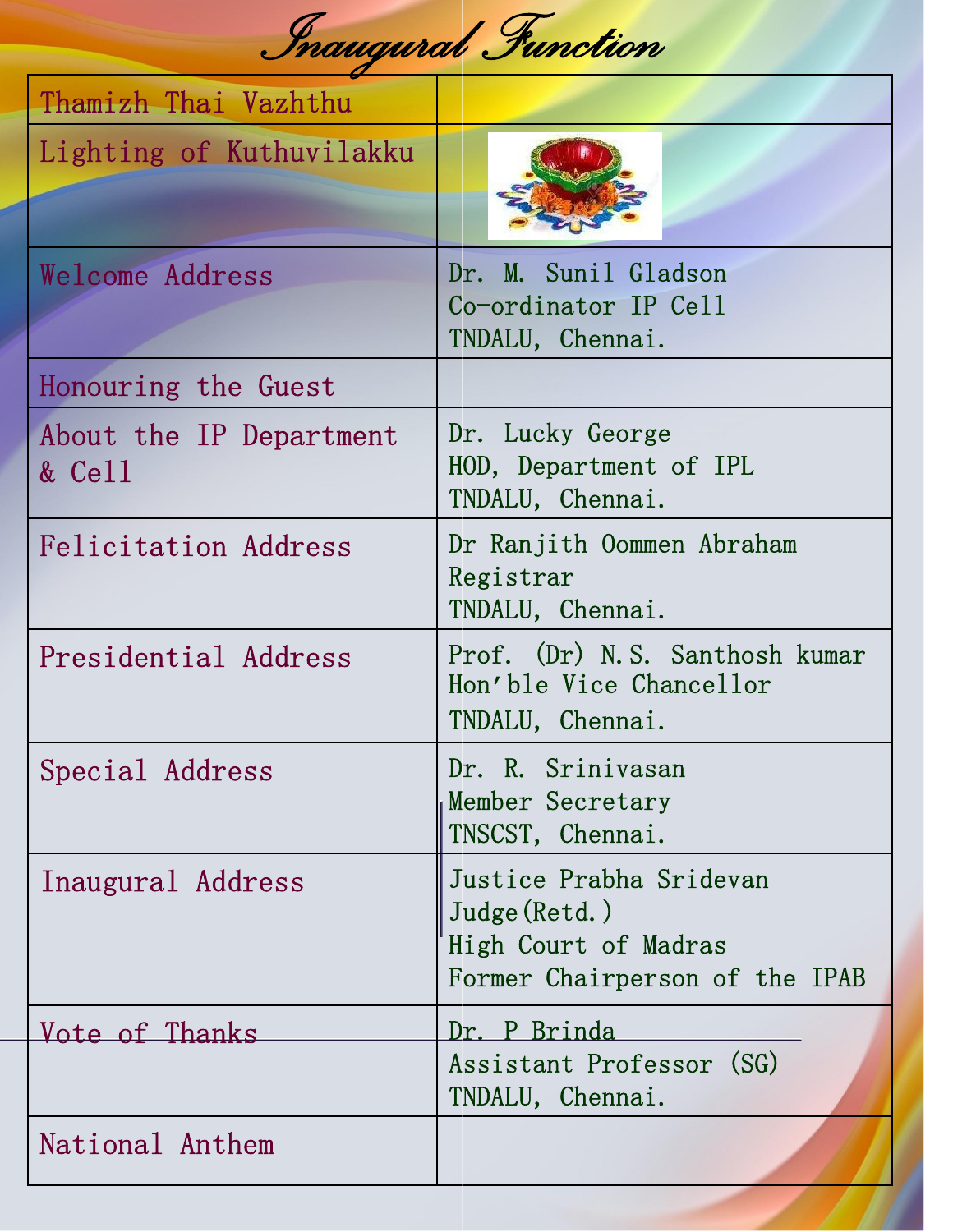# Inaugural Function

| | |
|---|---|
| Thamizh Thai Vazhthu | |
| Lighting of Kuthuvilakku | |
| Welcome Address | Dr. M. Sunil Gladson<br>Co-ordinator IP Cell<br>TNDALU, Chennai. |
| Honouring the Guest | |
| About the IP Department & Cell | Dr. Lucky George<br>HOD, Department of IPL<br>TNDALU, Chennai. |
| Felicitation Address | Dr Ranjith Oommen Abraham<br>Registrar<br>TNDALU, Chennai. |
| Presidential Address | Prof. (Dr) N.S. Santhosh kumar<br>Hon'ble Vice Chancellor<br>TNDALU, Chennai. |
| Special Address | Dr. R. Srinivasan<br>Member Secretary<br>TNSCST, Chennai. |
| Inaugural Address | Justice Prabha Sridevan<br>Judge(Retd.)<br>High Court of Madras<br>Former Chairperson of the IPAB |
| Vote of Thanks | Dr. P Brinda<br>Assistant Professor (SG)<br>TNDALU, Chennai. |
| National Anthem | |